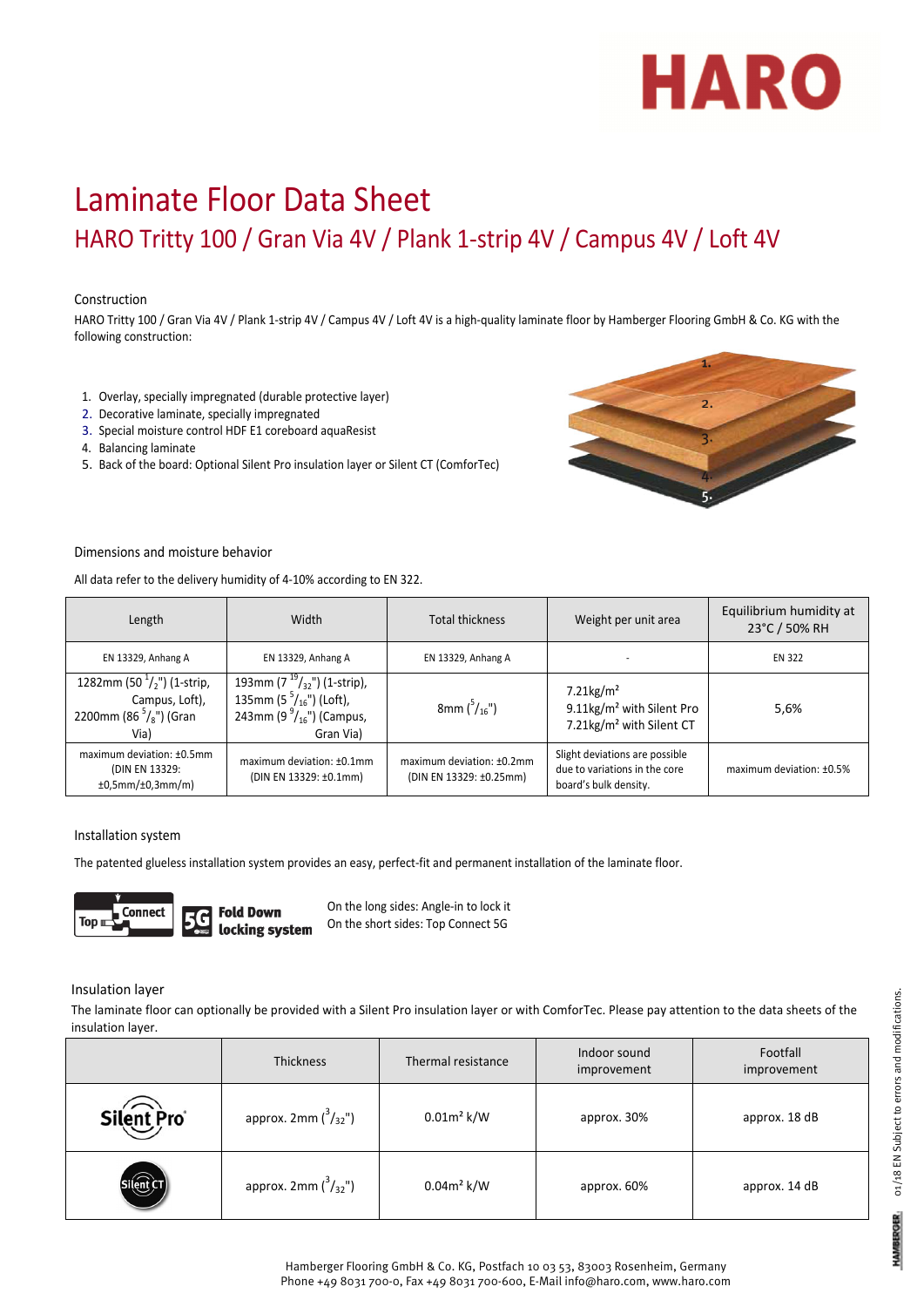# Laminate Floor Data Sheet

## HARO Tritty 100 / Gran Via 4V / Plank 1-strip 4V / Campus 4V / Loft 4V

### Construction

HARO Tritty 100 / Gran Via 4V / Plank 1-strip 4V / Campus 4V / Loft 4V is a high-quality laminate floor by Hamberger Flooring GmbH & Co. KG with the following construction:

1. Overlay, specially impregnated (durable protective layer)
2. Decorative laminate, specially impregnated
3. Special moisture control HDF E1 coreboard aquaResist
4. Balancing laminate
5. Back of the board: Optional Silent Pro insulation layer or Silent CT (ComforTec)

### Dimensions and moisture behavior

All data refer to the delivery humidity of 4-10% according to EN 322.

| Length | Width | Total thickness | Weight per unit area | Equilibrium humidity at 23°C / 50% RH |
|---|---|---|---|---|
| EN 13329, Anhang A | EN 13329, Anhang A | EN 13329, Anhang A | - | EN 322 |
| 1282mm (50 $^{1}/_{2}$") (1-strip, Campus, Loft), 2200mm (86 $^{5}/_{8}$") (Gran Via) | 193mm (7 $^{19}/_{32}$") (1-strip), 135mm (5 $^{5}/_{16}$") (Loft), 243mm (9 $^{9}/_{16}$") (Campus, Gran Via) | 8mm ($^{5}/_{16}$") | 7.21kg/m² 9.11kg/m² with Silent Pro 7.21kg/m² with Silent CT | 5,6% |
| maximum deviation: ±0.5mm (DIN EN 13329: ±0,5mm/±0,3mm/m) | maximum deviation: ±0.1mm (DIN EN 13329: ±0.1mm) | maximum deviation: ±0.2mm (DIN EN 13329: ±0.25mm) | Slight deviations are possible due to variations in the core board's bulk density. | maximum deviation: ±0.5% |

### Installation system

The patented glueless installation system provides an easy, perfect-fit and permanent installation of the laminate floor.

Top Connect 5G Fold Down locking system

On the long sides: Angle-in to lock it
On the short sides: Top Connect 5G

### Insulation layer

The laminate floor can optionally be provided with a Silent Pro insulation layer or with ComforTec. Please pay attention to the data sheets of the insulation layer.

| | Thickness | Thermal resistance | Indoor sound improvement | Footfall improvement |
|---|---|---|---|---|
| Silent Pro | approx. 2mm ($^{3}/_{32}$") | 0.01m² k/W | approx. 30% | approx. 18 dB |
| Silent CT | approx. 2mm ($^{3}/_{32}$") | 0.04m² k/W | approx. 60% | approx. 14 dB |

Hamberger Flooring GmbH & Co. KG, Postfach 10 03 53, 83003 Rosenheim, Germany
Phone +49 8031 700-0, Fax +49 8031 700-600, E-Mail info@haro.com, www.haro.com

01/18 EN Subject to errors and modifications.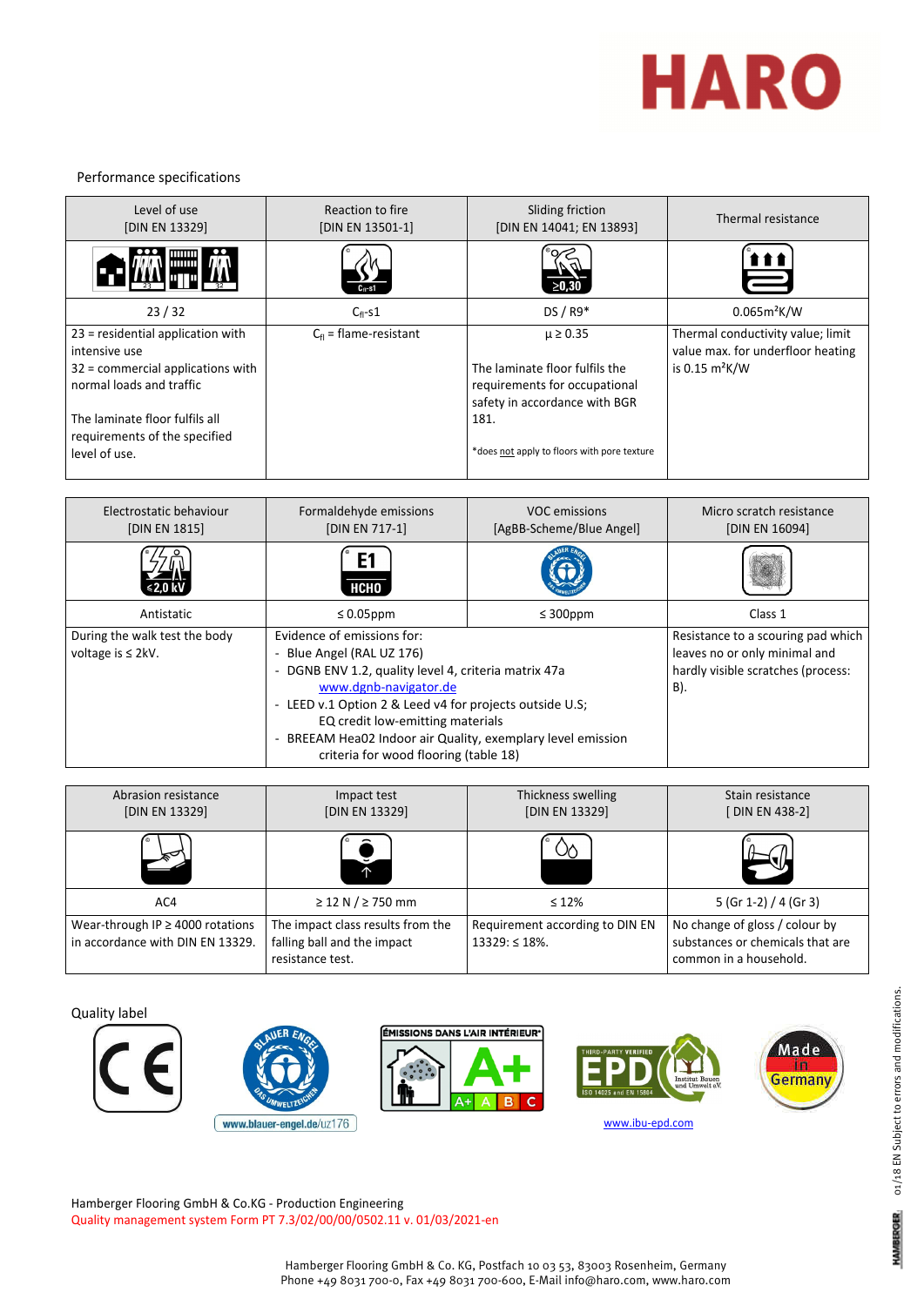Performance specifications

| Level of use [DIN EN 13329] | Reaction to fire [DIN EN 13501-1] | Sliding friction [DIN EN 14041; EN 13893] | Thermal resistance |
|---|---|---|---|
| 23 / 32 | $C_{fl}$-s1 | DS / R9* | 0.065m²K/W |
| 23 = residential application with intensive use<br>32 = commercial applications with normal loads and traffic<br><br>The laminate floor fulfils all requirements of the specified level of use. | $C_{fl}$ = flame-resistant | μ ≥ 0.35<br><br>The laminate floor fulfils the requirements for occupational safety in accordance with BGR 181.<br><br>*does not apply to floors with pore texture | Thermal conductivity value; limit value max. for underfloor heating is 0.15 m²K/W |

| Electrostatic behaviour [DIN EN 1815] | Formaldehyde emissions [DIN EN 717-1] | VOC emissions [AgBB-Scheme/Blue Angel] | Micro scratch resistance [DIN EN 16094] |
|---|---|---|---|
| Antistatic | ≤ 0.05ppm | ≤ 300ppm | Class 1 |
| During the walk test the body voltage is ≤ 2kV. | Evidence of emissions for:<br>- Blue Angel (RAL UZ 176)<br>- DGNB ENV 1.2, quality level 4, criteria matrix 47a www.dgnb-navigator.de<br>- LEED v.1 Option 2 & Leed v4 for projects outside U.S; EQ credit low-emitting materials<br>- BREEAM Hea02 Indoor air Quality, exemplary level emission criteria for wood flooring (table 18) | | Resistance to a scouring pad which leaves no or only minimal and hardly visible scratches (process: B). |

| Abrasion resistance [DIN EN 13329] | Impact test [DIN EN 13329] | Thickness swelling [DIN EN 13329] | Stain resistance [ DIN EN 438-2] |
|---|---|---|---|
| AC4 | ≥ 12 N / ≥ 750 mm | ≤ 12% | 5 (Gr 1-2) / 4 (Gr 3) |
| Wear-through IP ≥ 4000 rotations in accordance with DIN EN 13329. | The impact class results from the falling ball and the impact resistance test. | Requirement according to DIN EN 13329: ≤ 18%. | No change of gloss / colour by substances or chemicals that are common in a household. |

Quality label

www.blauer-engel.de/uz176

www.ibu-epd.com

Hamberger Flooring GmbH & Co.KG - Production Engineering
Quality management system Form PT 7.3/02/00/00/0502.11 v. 01/03/2021-en

Hamberger Flooring GmbH & Co. KG, Postfach 10 03 53, 83003 Rosenheim, Germany
Phone +49 8031 700-0, Fax +49 8031 700-600, E-Mail info@haro.com, www.haro.com

01/18 EN Subject to errors and modifications.